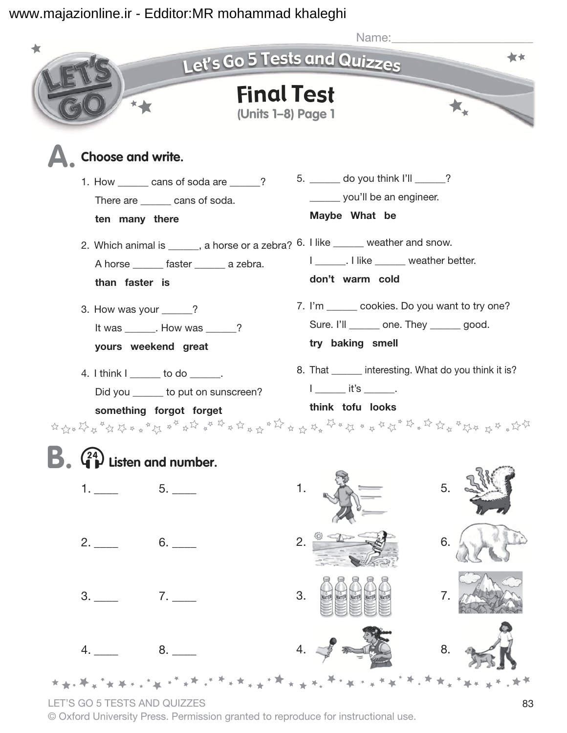Name:______________________

# Let's Go 5 Tests and Quizzes

## Final Test

**(Units 1–8) Page 1**

## A. Choose and write.

1. How ______ cans of soda are ______?
   There are ______ cans of soda.
   **ten many there**

2. Which animal is ______, a horse or a zebra?
   A horse ______ faster ______ a zebra.
   **than faster is**

3. How was your ______?
   It was ______. How was ______?
   **yours weekend great**

4. I think I ______ to do ______.
   Did you ______ to put on sunscreen?
   **something forgot forget**

5. ______ do you think I'll ______?
   ______ you'll be an engineer.
   **Maybe What be**

6. I like ______ weather and snow.
   I ______. I like ______ weather better.
   **don't warm cold**

7. I'm ______ cookies. Do you want to try one?
   Sure. I'll ______ one. They ______ good.
   **try baking smell**

8. That ______ interesting. What do you think it is?
   I ______ it's ______.
   **think tofu looks**

## B. (24) Listen and number.

1. ____ 5. ____

2. ____ 6. ____

3. ____ 7. ____

4. ____ 8. ____

1. 5.

2. 6.

3. 7.

4. 8.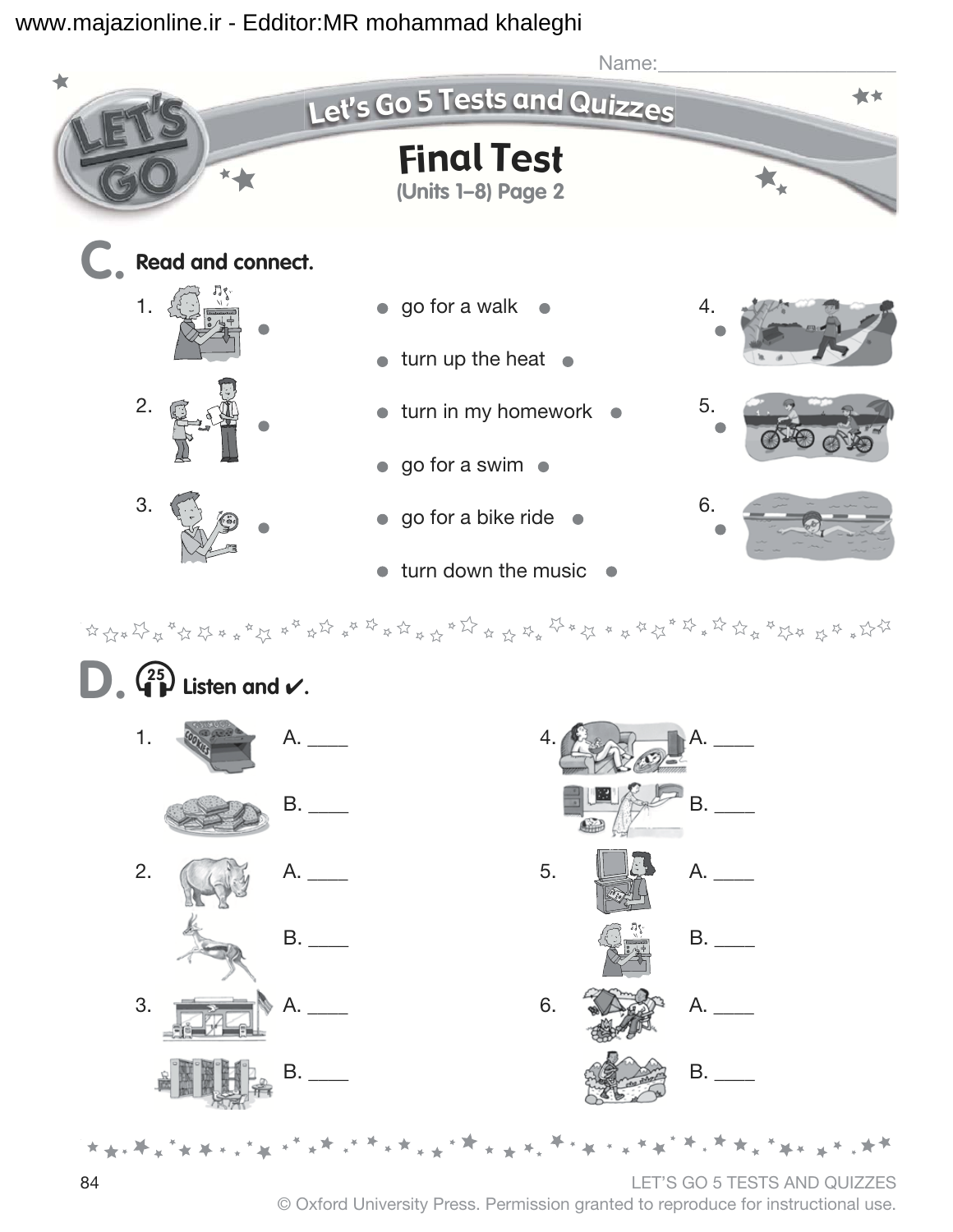Name:______________________

# Let's Go 5 Tests and Quizzes

## Final Test

**(Units 1–8) Page 2**

## C. Read and connect.

1. •  
2. •  
3. •  

- • go for a walk •
- • turn up the heat •
- • turn in my homework •
- • go for a swim •
- • go for a bike ride •
- • turn down the music •

4. •  
5. •  
6. •  

## D. Listen and ✔.

1. A. ____  
   B. ____

2. A. ____  
   B. ____

3. A. ____  
   B. ____

4. A. ____  
   B. ____

5. A. ____  
   B. ____

6. A. ____  
   B. ____

LET'S GO 5 TESTS AND QUIZZES  
© Oxford University Press. Permission granted to reproduce for instructional use.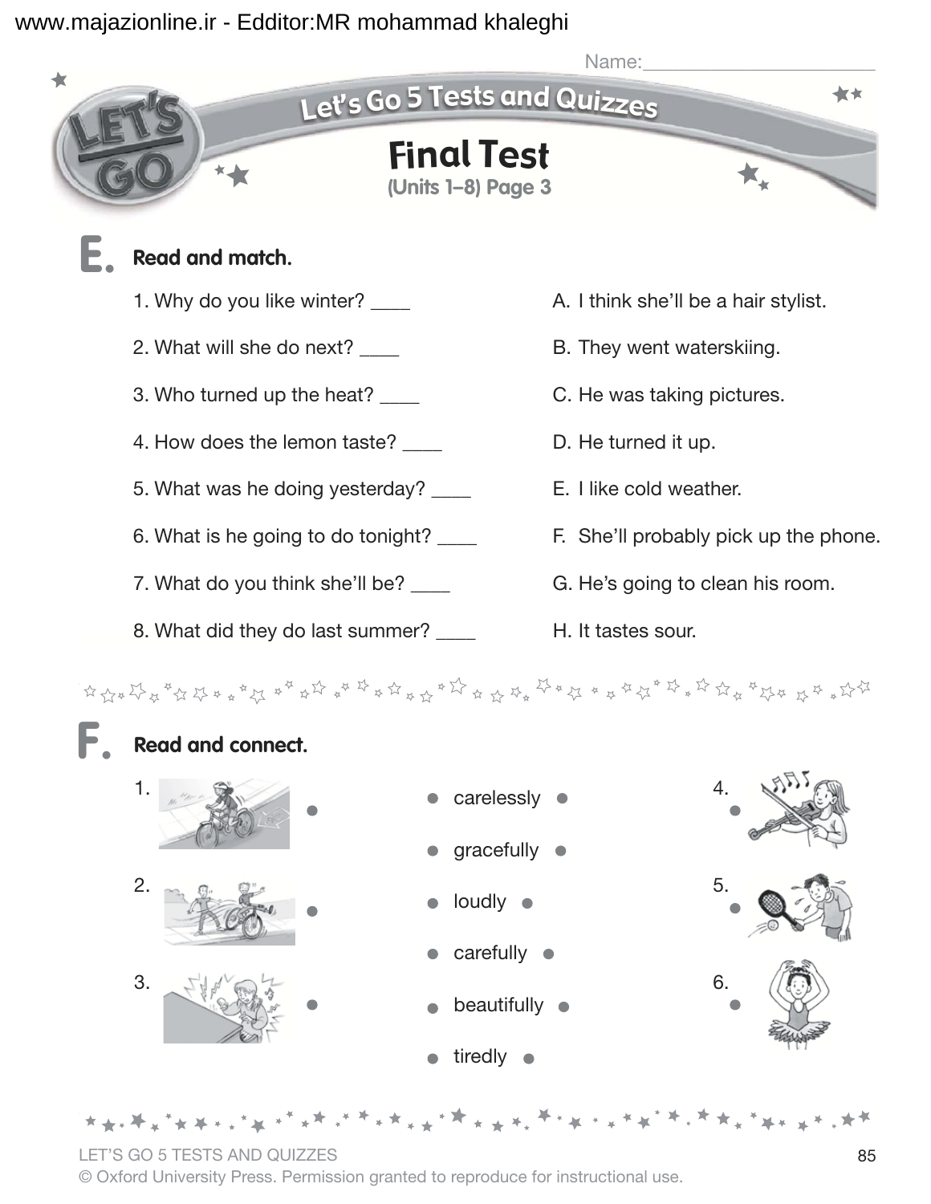Name:______________________

# Let's Go 5 Tests and Quizzes

## Final Test

**(Units 1–8) Page 3**

## E. Read and match.

1. Why do you like winter? ____
2. What will she do next? ____
3. Who turned up the heat? ____
4. How does the lemon taste? ____
5. What was he doing yesterday? ____
6. What is he going to do tonight? ____
7. What do you think she'll be? ____
8. What did they do last summer? ____

A. I think she'll be a hair stylist.

B. They went waterskiing.

C. He was taking pictures.

D. He turned it up.

E. I like cold weather.

F. She'll probably pick up the phone.

G. He's going to clean his room.

H. It tastes sour.

## F. Read and connect.

1.

2.

3.

- carelessly
- gracefully
- loudly
- carefully
- beautifully
- tiredly

4.

5.

6.

LET'S GO 5 TESTS AND QUIZZES

© Oxford University Press. Permission granted to reproduce for instructional use.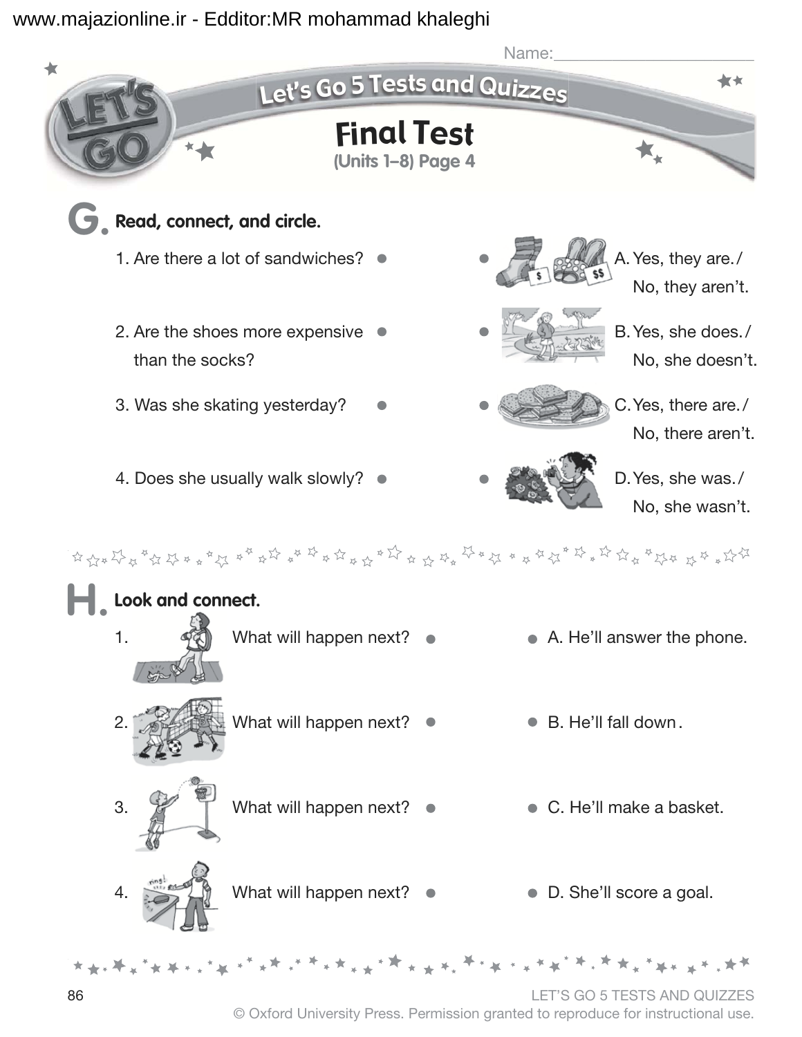Name:______________________

# Let's Go 5 Tests and Quizzes

## Final Test

(Units 1–8) Page 4

## G. Read, connect, and circle.

1. Are there a lot of sandwiches?
2. Are the shoes more expensive than the socks?
3. Was she skating yesterday?
4. Does she usually walk slowly?

A. Yes, they are. / No, they aren't.

B. Yes, she does. / No, she doesn't.

C. Yes, there are. / No, there aren't.

D. Yes, she was. / No, she wasn't.

## H. Look and connect.

1. What will happen next?
2. What will happen next?
3. What will happen next?
4. What will happen next?

A. He'll answer the phone.

B. He'll fall down.

C. He'll make a basket.

D. She'll score a goal.

LET'S GO 5 TESTS AND QUIZZES

© Oxford University Press. Permission granted to reproduce for instructional use.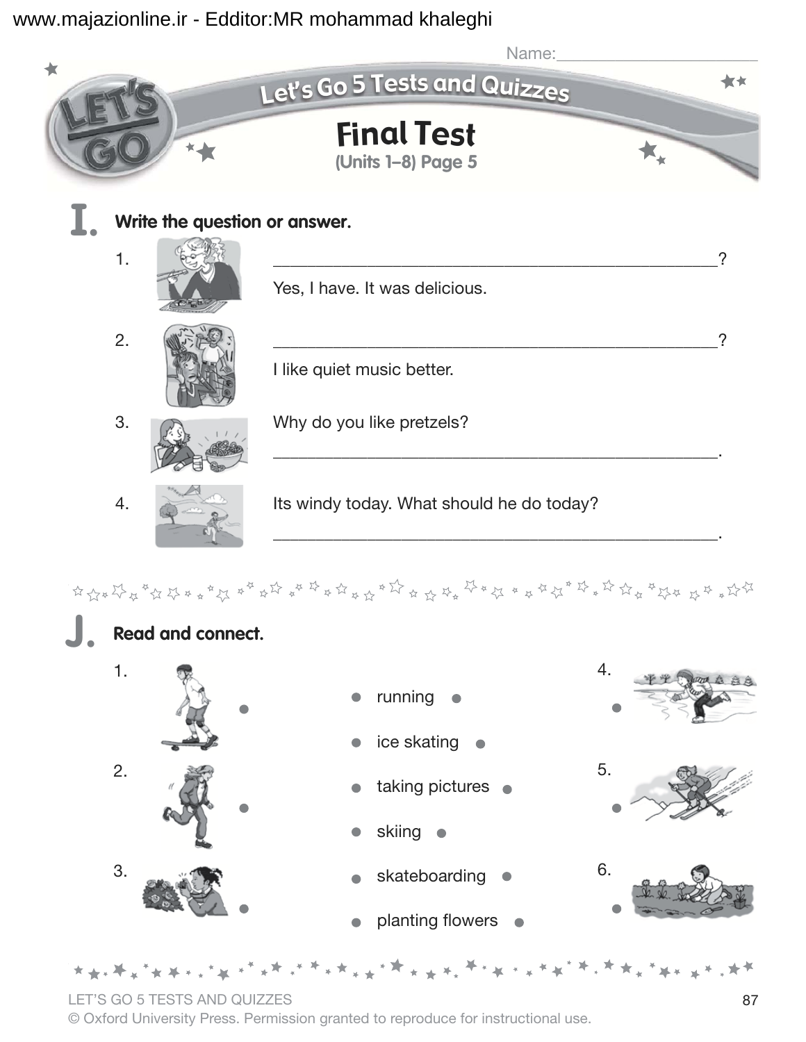Name:______________________

# Let's Go 5 Tests and Quizzes

## Final Test

**(Units 1–8) Page 5**

## I. Write the question or answer.

1. __________________________________________________?
   Yes, I have. It was delicious.

2. __________________________________________________?
   I like quiet music better.

3. Why do you like pretzels?
   __________________________________________________.

4. Its windy today. What should he do today?
   __________________________________________________.

## J. Read and connect.

1.
2.
3.

- running
- ice skating
- taking pictures
- skiing
- skateboarding
- planting flowers

4.
5.
6.

LET'S GO 5 TESTS AND QUIZZES
© Oxford University Press. Permission granted to reproduce for instructional use.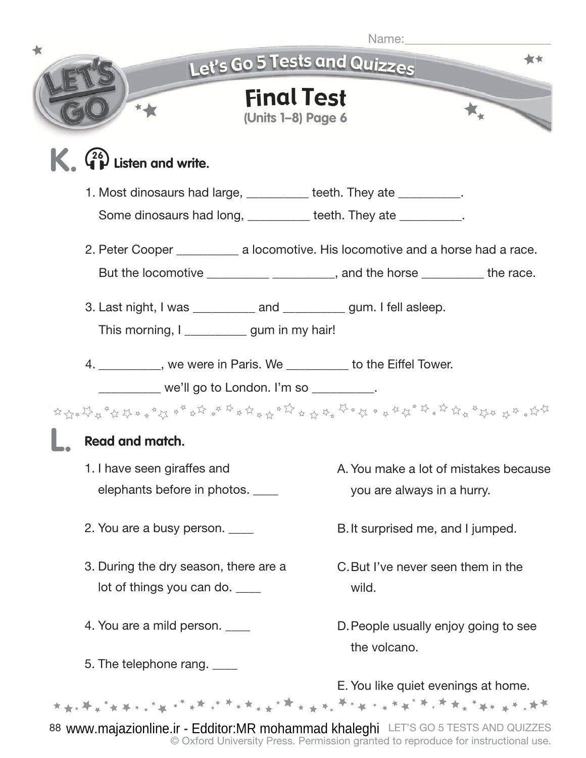Name:______________________

# Let's Go 5 Tests and Quizzes

## Final Test
(Units 1–8) Page 6

## K. Listen and write.

1. Most dinosaurs had large, _________ teeth. They ate _________.
   Some dinosaurs had long, _________ teeth. They ate _________.

2. Peter Cooper _________ a locomotive. His locomotive and a horse had a race.
   But the locomotive _________ _________, and the horse _________ the race.

3. Last night, I was _________ and _________ gum. I fell asleep.
   This morning, I _________ gum in my hair!

4. _________, we were in Paris. We _________ to the Eiffel Tower.
   _________ we'll go to London. I'm so _________.

## L. Read and match.

1. I have seen giraffes and elephants before in photos. ____
2. You are a busy person. ____
3. During the dry season, there are a lot of things you can do. ____
4. You are a mild person. ____
5. The telephone rang. ____

A. You make a lot of mistakes because you are always in a hurry.
B. It surprised me, and I jumped.
C. But I've never seen them in the wild.
D. People usually enjoy going to see the volcano.
E. You like quiet evenings at home.

www.majazionline.ir - Edditor:MR mohammad khaleghi

© Oxford University Press. Permission granted to reproduce for instructional use.